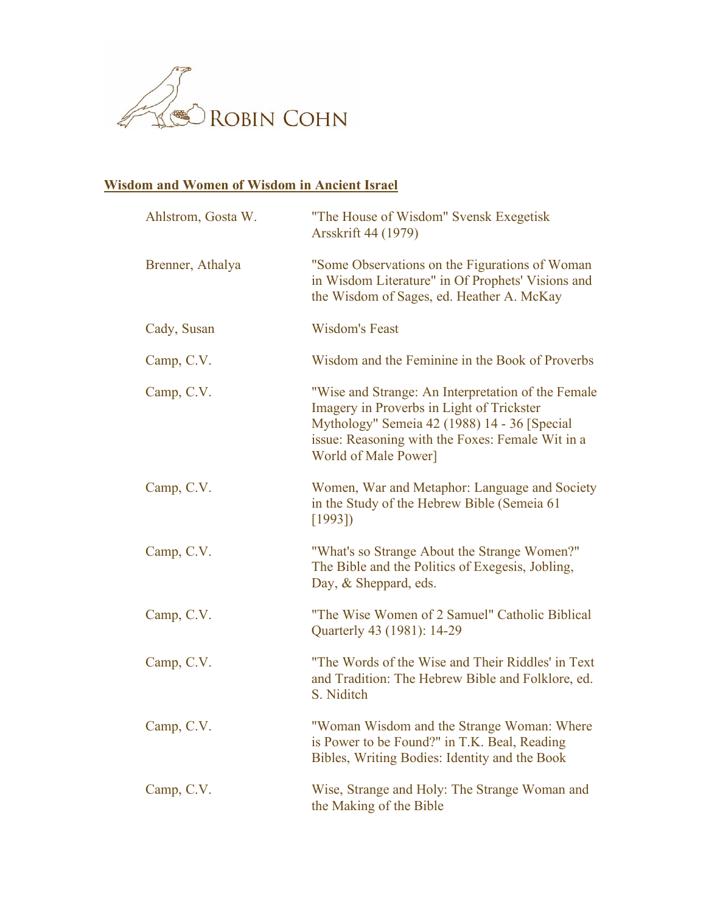ROBIN COHN

## Wisdom and Women of Wisdom in Ancient Israel

| | |
|---|---|
| Ahlstrom, Gosta W. | "The House of Wisdom" Svensk Exegetisk Arsskrift 44 (1979) |
| Brenner, Athalya | "Some Observations on the Figurations of Woman in Wisdom Literature" in Of Prophets' Visions and the Wisdom of Sages, ed. Heather A. McKay |
| Cady, Susan | Wisdom's Feast |
| Camp, C.V. | Wisdom and the Feminine in the Book of Proverbs |
| Camp, C.V. | "Wise and Strange: An Interpretation of the Female Imagery in Proverbs in Light of Trickster Mythology" Semeia 42 (1988) 14 - 36 [Special issue: Reasoning with the Foxes: Female Wit in a World of Male Power] |
| Camp, C.V. | Women, War and Metaphor: Language and Society in the Study of the Hebrew Bible (Semeia 61 [1993]) |
| Camp, C.V. | "What's so Strange About the Strange Women?" The Bible and the Politics of Exegesis, Jobling, Day, & Sheppard, eds. |
| Camp, C.V. | "The Wise Women of 2 Samuel" Catholic Biblical Quarterly 43 (1981): 14-29 |
| Camp, C.V. | "The Words of the Wise and Their Riddles' in Text and Tradition: The Hebrew Bible and Folklore, ed. S. Niditch |
| Camp, C.V. | "Woman Wisdom and the Strange Woman: Where is Power to be Found?" in T.K. Beal, Reading Bibles, Writing Bodies: Identity and the Book |
| Camp, C.V. | Wise, Strange and Holy: The Strange Woman and the Making of the Bible |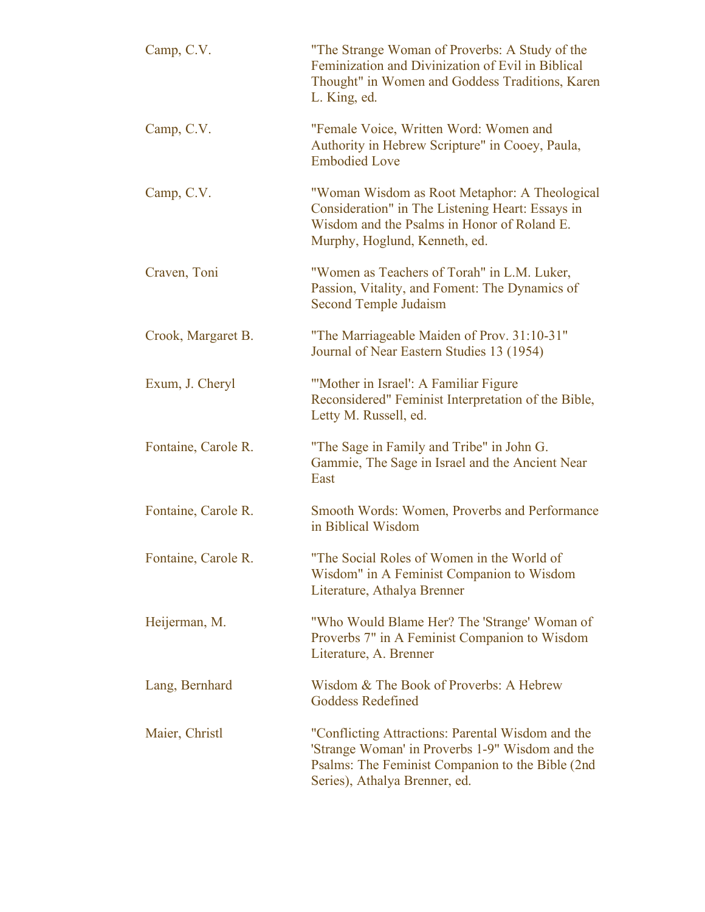| | |
|---|---|
| Camp, C.V. | "The Strange Woman of Proverbs: A Study of the Feminization and Divinization of Evil in Biblical Thought" in Women and Goddess Traditions, Karen L. King, ed. |
| Camp, C.V. | "Female Voice, Written Word: Women and Authority in Hebrew Scripture" in Cooey, Paula, Embodied Love |
| Camp, C.V. | "Woman Wisdom as Root Metaphor: A Theological Consideration" in The Listening Heart: Essays in Wisdom and the Psalms in Honor of Roland E. Murphy, Hoglund, Kenneth, ed. |
| Craven, Toni | "Women as Teachers of Torah" in L.M. Luker, Passion, Vitality, and Foment: The Dynamics of Second Temple Judaism |
| Crook, Margaret B. | "The Marriageable Maiden of Prov. 31:10-31" Journal of Near Eastern Studies 13 (1954) |
| Exum, J. Cheryl | "'Mother in Israel': A Familiar Figure Reconsidered" Feminist Interpretation of the Bible, Letty M. Russell, ed. |
| Fontaine, Carole R. | "The Sage in Family and Tribe" in John G. Gammie, The Sage in Israel and the Ancient Near East |
| Fontaine, Carole R. | Smooth Words: Women, Proverbs and Performance in Biblical Wisdom |
| Fontaine, Carole R. | "The Social Roles of Women in the World of Wisdom" in A Feminist Companion to Wisdom Literature, Athalya Brenner |
| Heijerman, M. | "Who Would Blame Her? The 'Strange' Woman of Proverbs 7" in A Feminist Companion to Wisdom Literature, A. Brenner |
| Lang, Bernhard | Wisdom & The Book of Proverbs: A Hebrew Goddess Redefined |
| Maier, Christl | "Conflicting Attractions: Parental Wisdom and the 'Strange Woman' in Proverbs 1-9" Wisdom and the Psalms: The Feminist Companion to the Bible (2nd Series), Athalya Brenner, ed. |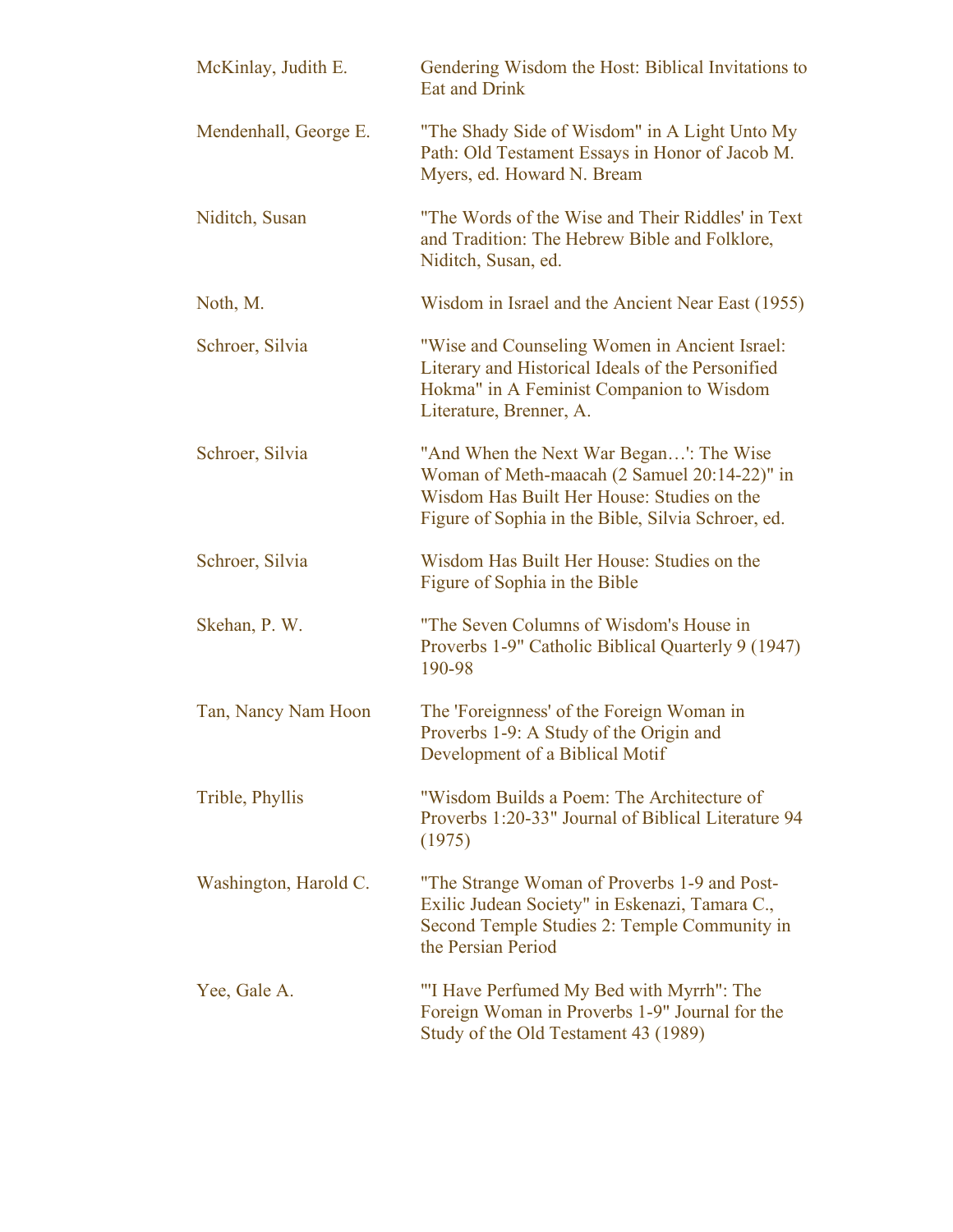| | |
|---|---|
| McKinlay, Judith E. | Gendering Wisdom the Host: Biblical Invitations to Eat and Drink |
| Mendenhall, George E. | "The Shady Side of Wisdom" in A Light Unto My Path: Old Testament Essays in Honor of Jacob M. Myers, ed. Howard N. Bream |
| Niditch, Susan | "The Words of the Wise and Their Riddles' in Text and Tradition: The Hebrew Bible and Folklore, Niditch, Susan, ed. |
| Noth, M. | Wisdom in Israel and the Ancient Near East (1955) |
| Schroer, Silvia | "Wise and Counseling Women in Ancient Israel: Literary and Historical Ideals of the Personified Hokma" in A Feminist Companion to Wisdom Literature, Brenner, A. |
| Schroer, Silvia | "And When the Next War Began…': The Wise Woman of Meth-maacah (2 Samuel 20:14-22)" in Wisdom Has Built Her House: Studies on the Figure of Sophia in the Bible, Silvia Schroer, ed. |
| Schroer, Silvia | Wisdom Has Built Her House: Studies on the Figure of Sophia in the Bible |
| Skehan, P. W. | "The Seven Columns of Wisdom's House in Proverbs 1-9" Catholic Biblical Quarterly 9 (1947) 190-98 |
| Tan, Nancy Nam Hoon | The 'Foreignness' of the Foreign Woman in Proverbs 1-9: A Study of the Origin and Development of a Biblical Motif |
| Trible, Phyllis | "Wisdom Builds a Poem: The Architecture of Proverbs 1:20-33" Journal of Biblical Literature 94 (1975) |
| Washington, Harold C. | "The Strange Woman of Proverbs 1-9 and Post-Exilic Judean Society" in Eskenazi, Tamara C., Second Temple Studies 2: Temple Community in the Persian Period |
| Yee, Gale A. | "'I Have Perfumed My Bed with Myrrh": The Foreign Woman in Proverbs 1-9" Journal for the Study of the Old Testament 43 (1989) |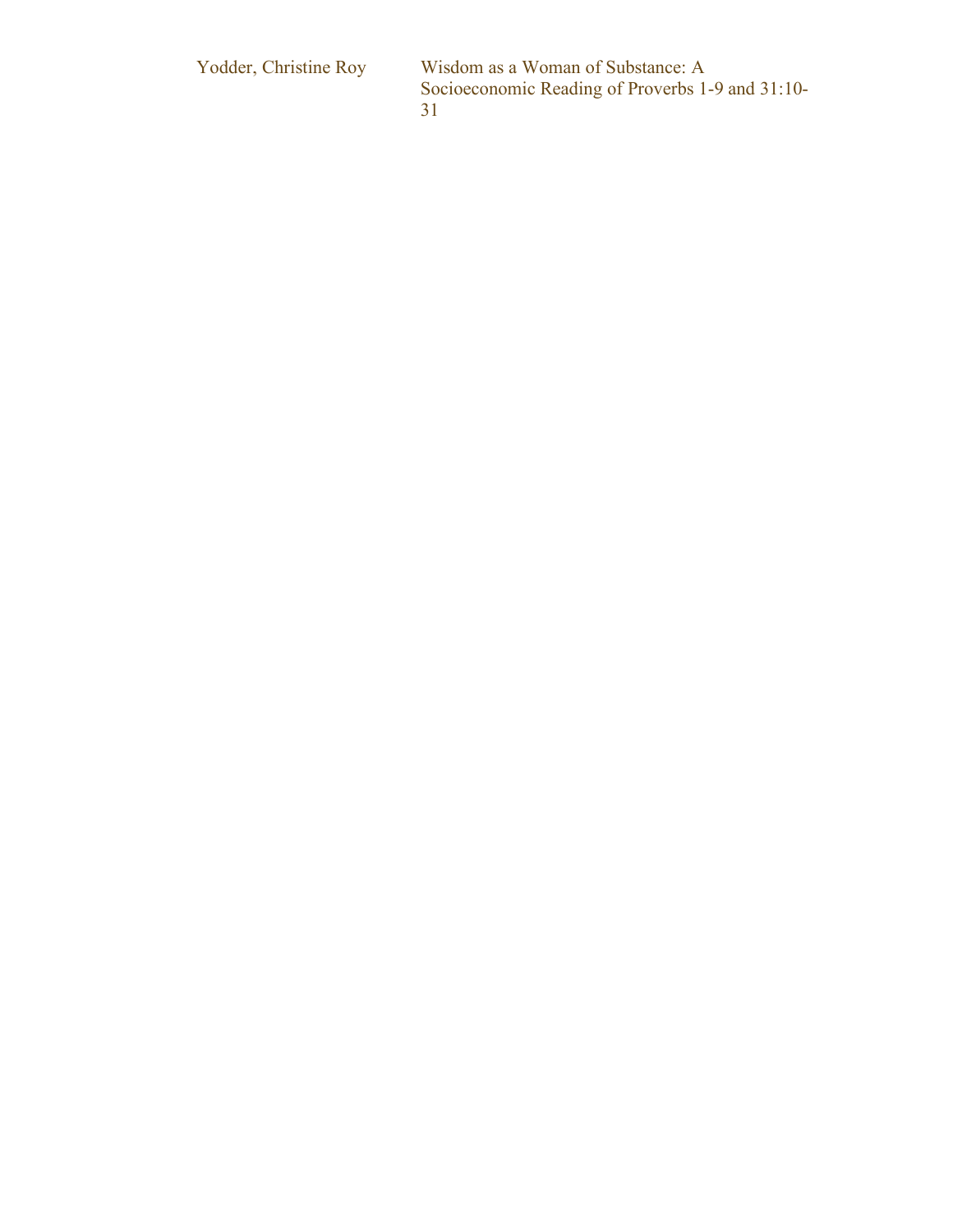| | |
|---|---|
| Yodder, Christine Roy | Wisdom as a Woman of Substance: A Socioeconomic Reading of Proverbs 1-9 and 31:10-31 |